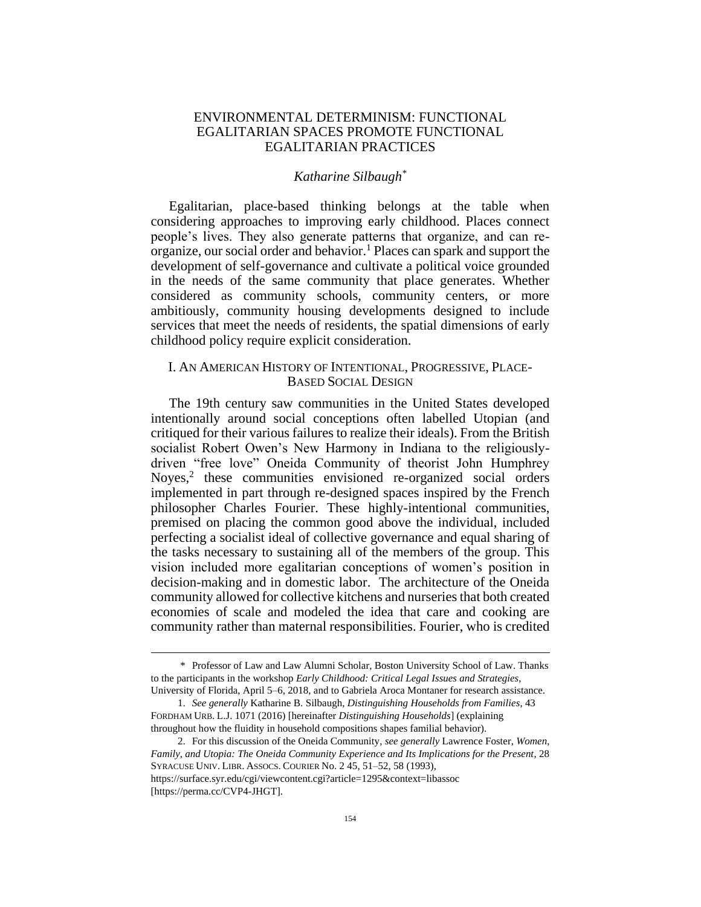# ENVIRONMENTAL DETERMINISM: FUNCTIONAL EGALITARIAN SPACES PROMOTE FUNCTIONAL EGALITARIAN PRACTICES

*Katharine Silbaugh*[*]

Egalitarian, place-based thinking belongs at the table when considering approaches to improving early childhood. Places connect people's lives. They also generate patterns that organize, and can re-organize, our social order and behavior.[1] Places can spark and support the development of self-governance and cultivate a political voice grounded in the needs of the same community that place generates. Whether considered as community schools, community centers, or more ambitiously, community housing developments designed to include services that meet the needs of residents, the spatial dimensions of early childhood policy require explicit consideration.

## I. AN AMERICAN HISTORY OF INTENTIONAL, PROGRESSIVE, PLACE-BASED SOCIAL DESIGN

The 19th century saw communities in the United States developed intentionally around social conceptions often labelled Utopian (and critiqued for their various failures to realize their ideals). From the British socialist Robert Owen's New Harmony in Indiana to the religiously-driven "free love" Oneida Community of theorist John Humphrey Noyes,[2] these communities envisioned re-organized social orders implemented in part through re-designed spaces inspired by the French philosopher Charles Fourier. These highly-intentional communities, premised on placing the common good above the individual, included perfecting a socialist ideal of collective governance and equal sharing of the tasks necessary to sustaining all of the members of the group. This vision included more egalitarian conceptions of women's position in decision-making and in domestic labor. The architecture of the Oneida community allowed for collective kitchens and nurseries that both created economies of scale and modeled the idea that care and cooking are community rather than maternal responsibilities. Fourier, who is credited

---

\* Professor of Law and Law Alumni Scholar, Boston University School of Law. Thanks to the participants in the workshop *Early Childhood: Critical Legal Issues and Strategies*, University of Florida, April 5–6, 2018, and to Gabriela Aroca Montaner for research assistance.

1. *See generally* Katharine B. Silbaugh, *Distinguishing Households from Families*, 43 FORDHAM URB. L.J. 1071 (2016) [hereinafter *Distinguishing Households*] (explaining throughout how the fluidity in household compositions shapes familial behavior).

2. For this discussion of the Oneida Community, *see generally* Lawrence Foster, *Women, Family, and Utopia: The Oneida Community Experience and Its Implications for the Present*, 28 SYRACUSE UNIV. LIBR. ASSOCS. COURIER No. 2 45, 51–52, 58 (1993), https://surface.syr.edu/cgi/viewcontent.cgi?article=1295&context=libassoc [https://perma.cc/CVP4-JHGT].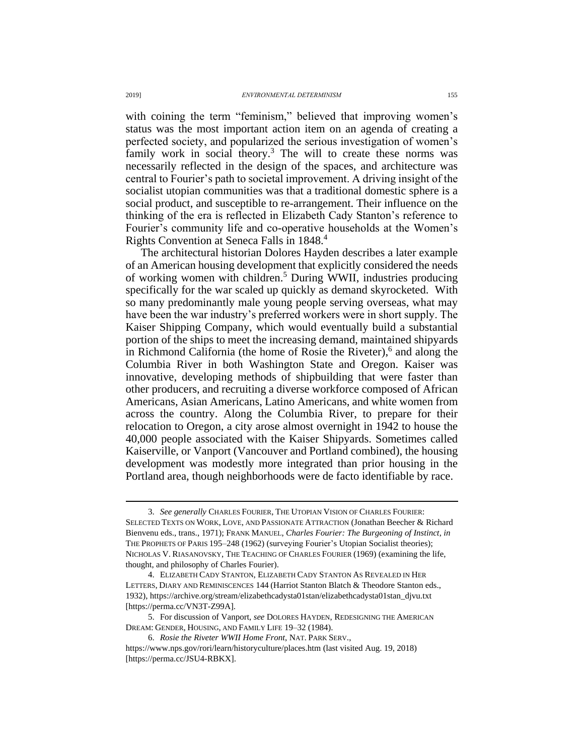with coining the term "feminism," believed that improving women's status was the most important action item on an agenda of creating a perfected society, and popularized the serious investigation of women's family work in social theory.[3] The will to create these norms was necessarily reflected in the design of the spaces, and architecture was central to Fourier's path to societal improvement. A driving insight of the socialist utopian communities was that a traditional domestic sphere is a social product, and susceptible to re-arrangement. Their influence on the thinking of the era is reflected in Elizabeth Cady Stanton's reference to Fourier's community life and co-operative households at the Women's Rights Convention at Seneca Falls in 1848.[4]

The architectural historian Dolores Hayden describes a later example of an American housing development that explicitly considered the needs of working women with children.[5] During WWII, industries producing specifically for the war scaled up quickly as demand skyrocketed. With so many predominantly male young people serving overseas, what may have been the war industry's preferred workers were in short supply. The Kaiser Shipping Company, which would eventually build a substantial portion of the ships to meet the increasing demand, maintained shipyards in Richmond California (the home of Rosie the Riveter),[6] and along the Columbia River in both Washington State and Oregon. Kaiser was innovative, developing methods of shipbuilding that were faster than other producers, and recruiting a diverse workforce composed of African Americans, Asian Americans, Latino Americans, and white women from across the country. Along the Columbia River, to prepare for their relocation to Oregon, a city arose almost overnight in 1942 to house the 40,000 people associated with the Kaiser Shipyards. Sometimes called Kaiserville, or Vanport (Vancouver and Portland combined), the housing development was modestly more integrated than prior housing in the Portland area, though neighborhoods were de facto identifiable by race.

---

3. *See generally* CHARLES FOURIER, THE UTOPIAN VISION OF CHARLES FOURIER: SELECTED TEXTS ON WORK, LOVE, AND PASSIONATE ATTRACTION (Jonathan Beecher & Richard Bienvenu eds., trans., 1971); FRANK MANUEL, *Charles Fourier: The Burgeoning of Instinct*, *in* THE PROPHETS OF PARIS 195–248 (1962) (surveying Fourier's Utopian Socialist theories); NICHOLAS V. RIASANOVSKY, THE TEACHING OF CHARLES FOURIER (1969) (examining the life, thought, and philosophy of Charles Fourier).

4. ELIZABETH CADY STANTON, ELIZABETH CADY STANTON AS REVEALED IN HER LETTERS, DIARY AND REMINISCENCES 144 (Harriot Stanton Blatch & Theodore Stanton eds., 1932), https://archive.org/stream/elizabethcadysta01stan/elizabethcadysta01stan_djvu.txt [https://perma.cc/VN3T-Z99A].

5. For discussion of Vanport, *see* DOLORES HAYDEN, REDESIGNING THE AMERICAN DREAM: GENDER, HOUSING, AND FAMILY LIFE 19–32 (1984).

6. *Rosie the Riveter WWII Home Front*, NAT. PARK SERV., https://www.nps.gov/rori/learn/historyculture/places.htm (last visited Aug. 19, 2018) [https://perma.cc/JSU4-RBKX].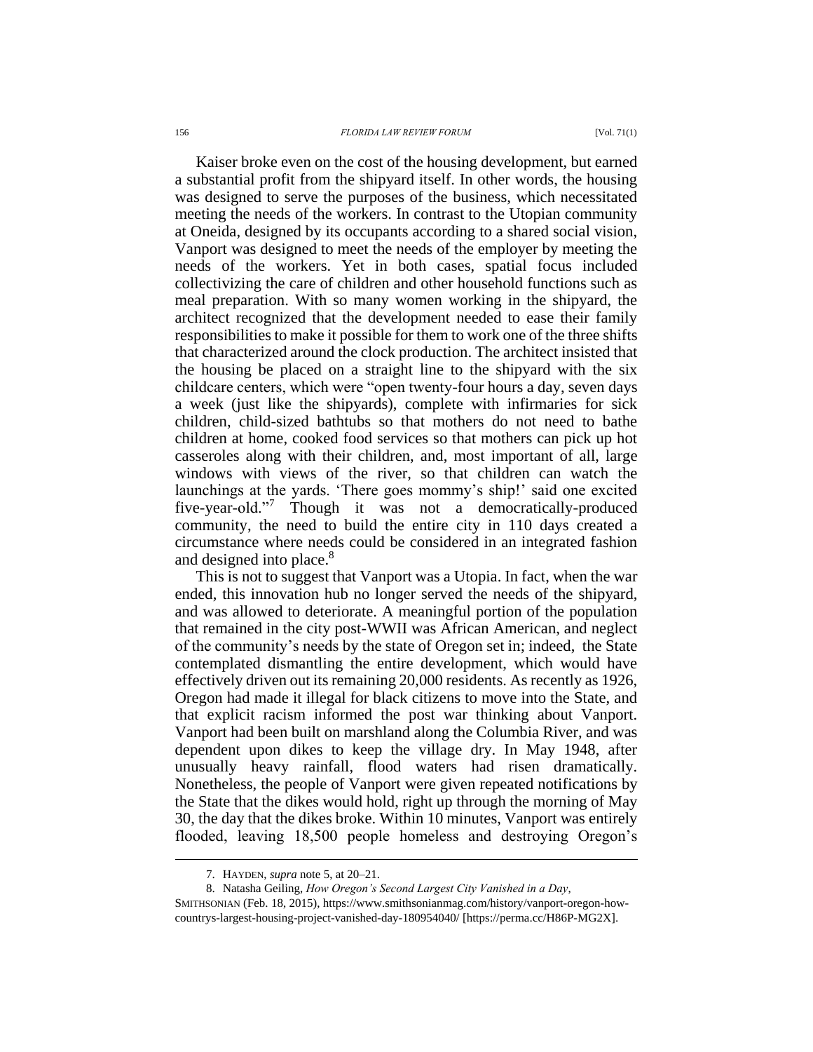Kaiser broke even on the cost of the housing development, but earned a substantial profit from the shipyard itself. In other words, the housing was designed to serve the purposes of the business, which necessitated meeting the needs of the workers. In contrast to the Utopian community at Oneida, designed by its occupants according to a shared social vision, Vanport was designed to meet the needs of the employer by meeting the needs of the workers. Yet in both cases, spatial focus included collectivizing the care of children and other household functions such as meal preparation. With so many women working in the shipyard, the architect recognized that the development needed to ease their family responsibilities to make it possible for them to work one of the three shifts that characterized around the clock production. The architect insisted that the housing be placed on a straight line to the shipyard with the six childcare centers, which were "open twenty-four hours a day, seven days a week (just like the shipyards), complete with infirmaries for sick children, child-sized bathtubs so that mothers do not need to bathe children at home, cooked food services so that mothers can pick up hot casseroles along with their children, and, most important of all, large windows with views of the river, so that children can watch the launchings at the yards. 'There goes mommy's ship!' said one excited five-year-old."[7] Though it was not a democratically-produced community, the need to build the entire city in 110 days created a circumstance where needs could be considered in an integrated fashion and designed into place.[8]

This is not to suggest that Vanport was a Utopia. In fact, when the war ended, this innovation hub no longer served the needs of the shipyard, and was allowed to deteriorate. A meaningful portion of the population that remained in the city post-WWII was African American, and neglect of the community's needs by the state of Oregon set in; indeed, the State contemplated dismantling the entire development, which would have effectively driven out its remaining 20,000 residents. As recently as 1926, Oregon had made it illegal for black citizens to move into the State, and that explicit racism informed the post war thinking about Vanport. Vanport had been built on marshland along the Columbia River, and was dependent upon dikes to keep the village dry. In May 1948, after unusually heavy rainfall, flood waters had risen dramatically. Nonetheless, the people of Vanport were given repeated notifications by the State that the dikes would hold, right up through the morning of May 30, the day that the dikes broke. Within 10 minutes, Vanport was entirely flooded, leaving 18,500 people homeless and destroying Oregon's

---

7. HAYDEN, *supra* note 5, at 20–21.

8. Natasha Geiling, *How Oregon's Second Largest City Vanished in a Day*, SMITHSONIAN (Feb. 18, 2015), https://www.smithsonianmag.com/history/vanport-oregon-how-countrys-largest-housing-project-vanished-day-180954040/ [https://perma.cc/H86P-MG2X].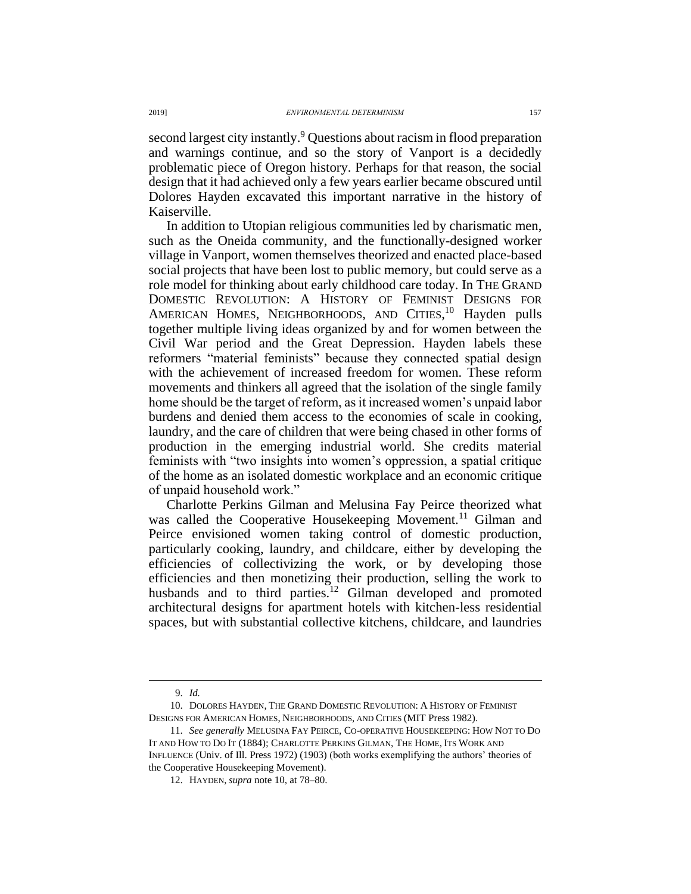second largest city instantly.[9] Questions about racism in flood preparation and warnings continue, and so the story of Vanport is a decidedly problematic piece of Oregon history. Perhaps for that reason, the social design that it had achieved only a few years earlier became obscured until Dolores Hayden excavated this important narrative in the history of Kaiserville.

In addition to Utopian religious communities led by charismatic men, such as the Oneida community, and the functionally-designed worker village in Vanport, women themselves theorized and enacted place-based social projects that have been lost to public memory, but could serve as a role model for thinking about early childhood care today. In THE GRAND DOMESTIC REVOLUTION: A HISTORY OF FEMINIST DESIGNS FOR AMERICAN HOMES, NEIGHBORHOODS, AND CITIES,[10] Hayden pulls together multiple living ideas organized by and for women between the Civil War period and the Great Depression. Hayden labels these reformers "material feminists" because they connected spatial design with the achievement of increased freedom for women. These reform movements and thinkers all agreed that the isolation of the single family home should be the target of reform, as it increased women's unpaid labor burdens and denied them access to the economies of scale in cooking, laundry, and the care of children that were being chased in other forms of production in the emerging industrial world. She credits material feminists with "two insights into women's oppression, a spatial critique of the home as an isolated domestic workplace and an economic critique of unpaid household work."

Charlotte Perkins Gilman and Melusina Fay Peirce theorized what was called the Cooperative Housekeeping Movement.[11] Gilman and Peirce envisioned women taking control of domestic production, particularly cooking, laundry, and childcare, either by developing the efficiencies of collectivizing the work, or by developing those efficiencies and then monetizing their production, selling the work to husbands and to third parties.[12] Gilman developed and promoted architectural designs for apartment hotels with kitchen-less residential spaces, but with substantial collective kitchens, childcare, and laundries

---

9. *Id.*

10. DOLORES HAYDEN, THE GRAND DOMESTIC REVOLUTION: A HISTORY OF FEMINIST DESIGNS FOR AMERICAN HOMES, NEIGHBORHOODS, AND CITIES (MIT Press 1982).

11. *See generally* MELUSINA FAY PEIRCE, CO-OPERATIVE HOUSEKEEPING: HOW NOT TO DO IT AND HOW TO DO IT (1884); CHARLOTTE PERKINS GILMAN, THE HOME, ITS WORK AND INFLUENCE (Univ. of Ill. Press 1972) (1903) (both works exemplifying the authors' theories of the Cooperative Housekeeping Movement).

12. HAYDEN, *supra* note 10, at 78–80.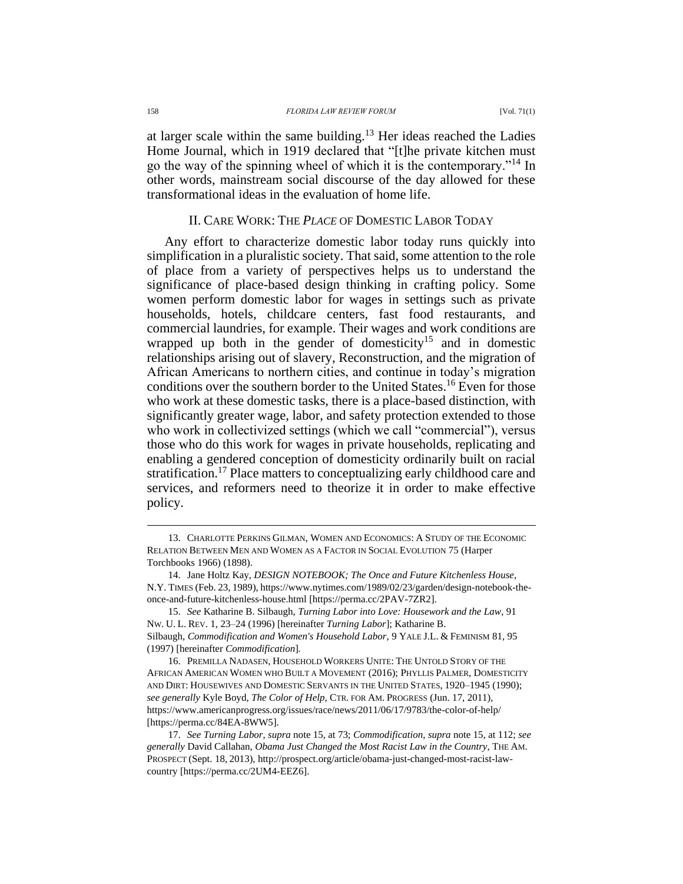at larger scale within the same building.[13] Her ideas reached the Ladies Home Journal, which in 1919 declared that "[t]he private kitchen must go the way of the spinning wheel of which it is the contemporary."[14] In other words, mainstream social discourse of the day allowed for these transformational ideas in the evaluation of home life.

## II. CARE WORK: THE *PLACE* OF DOMESTIC LABOR TODAY

Any effort to characterize domestic labor today runs quickly into simplification in a pluralistic society. That said, some attention to the role of place from a variety of perspectives helps us to understand the significance of place-based design thinking in crafting policy. Some women perform domestic labor for wages in settings such as private households, hotels, childcare centers, fast food restaurants, and commercial laundries, for example. Their wages and work conditions are wrapped up both in the gender of domesticity[15] and in domestic relationships arising out of slavery, Reconstruction, and the migration of African Americans to northern cities, and continue in today's migration conditions over the southern border to the United States.[16] Even for those who work at these domestic tasks, there is a place-based distinction, with significantly greater wage, labor, and safety protection extended to those who work in collectivized settings (which we call "commercial"), versus those who do this work for wages in private households, replicating and enabling a gendered conception of domesticity ordinarily built on racial stratification.[17] Place matters to conceptualizing early childhood care and services, and reformers need to theorize it in order to make effective policy.

---

13. CHARLOTTE PERKINS GILMAN, WOMEN AND ECONOMICS: A STUDY OF THE ECONOMIC RELATION BETWEEN MEN AND WOMEN AS A FACTOR IN SOCIAL EVOLUTION 75 (Harper Torchbooks 1966) (1898).

14. Jane Holtz Kay, *DESIGN NOTEBOOK; The Once and Future Kitchenless House*, N.Y. TIMES (Feb. 23, 1989), https://www.nytimes.com/1989/02/23/garden/design-notebook-the-once-and-future-kitchenless-house.html [https://perma.cc/2PAV-7ZR2].

15. *See* Katharine B. Silbaugh, *Turning Labor into Love: Housework and the Law*, 91 NW. U. L. REV. 1, 23–24 (1996) [hereinafter *Turning Labor*]; Katharine B. Silbaugh, *Commodification and Women's Household Labor*, 9 YALE J.L. & FEMINISM 81, 95 (1997) [hereinafter *Commodification*].

16. PREMILLA NADASEN, HOUSEHOLD WORKERS UNITE: THE UNTOLD STORY OF THE AFRICAN AMERICAN WOMEN WHO BUILT A MOVEMENT (2016); PHYLLIS PALMER, DOMESTICITY AND DIRT: HOUSEWIVES AND DOMESTIC SERVANTS IN THE UNITED STATES, 1920–1945 (1990); *see generally* Kyle Boyd, *The Color of Help*, CTR. FOR AM. PROGRESS (Jun. 17, 2011), https://www.americanprogress.org/issues/race/news/2011/06/17/9783/the-color-of-help/ [https://perma.cc/84EA-8WW5].

17. *See Turning Labor*, *supra* note 15, at 73; *Commodification*, *supra* note 15, at 112; *see generally* David Callahan, *Obama Just Changed the Most Racist Law in the Country*, THE AM. PROSPECT (Sept. 18, 2013), http://prospect.org/article/obama-just-changed-most-racist-law-country [https://perma.cc/2UM4-EEZ6].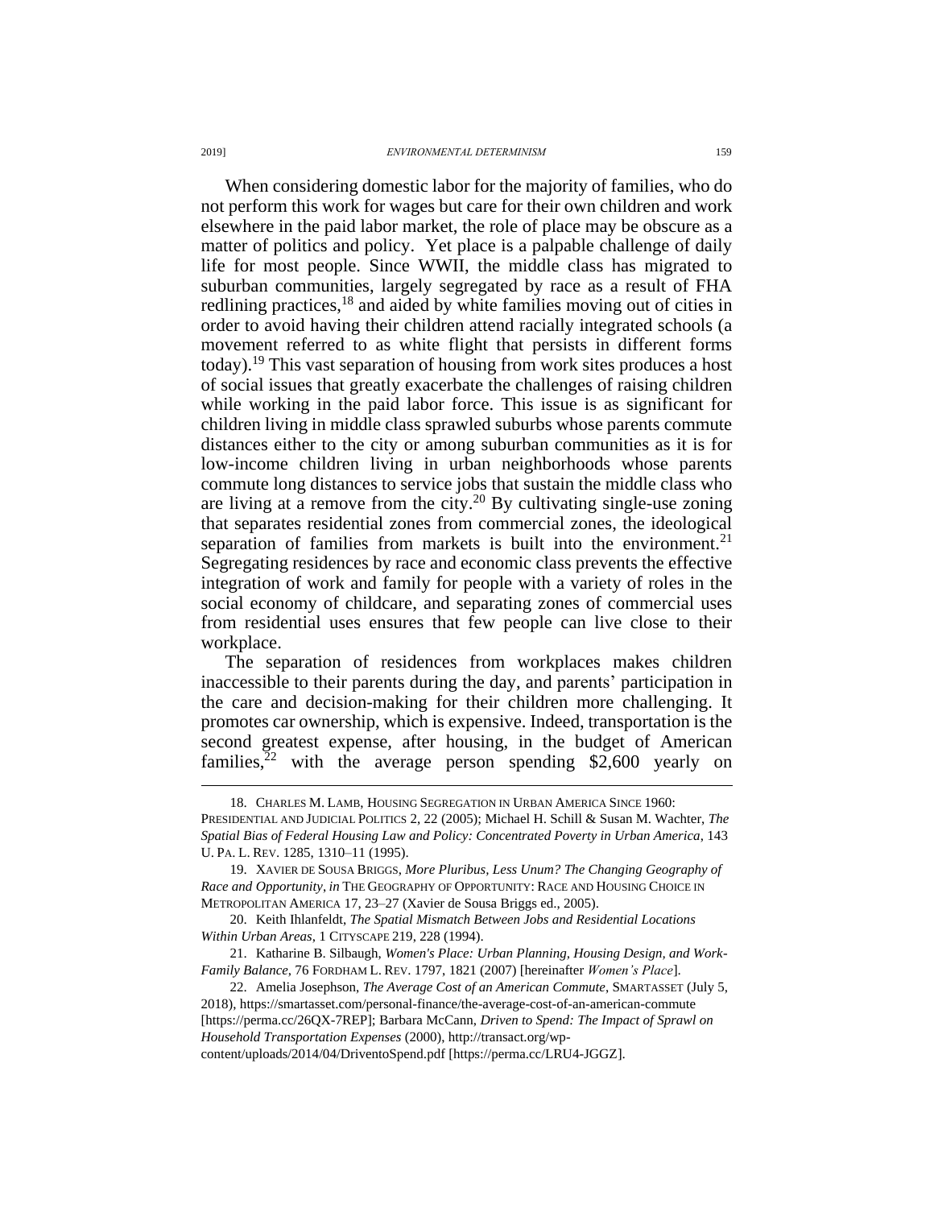When considering domestic labor for the majority of families, who do not perform this work for wages but care for their own children and work elsewhere in the paid labor market, the role of place may be obscure as a matter of politics and policy. Yet place is a palpable challenge of daily life for most people. Since WWII, the middle class has migrated to suburban communities, largely segregated by race as a result of FHA redlining practices,[18] and aided by white families moving out of cities in order to avoid having their children attend racially integrated schools (a movement referred to as white flight that persists in different forms today).[19] This vast separation of housing from work sites produces a host of social issues that greatly exacerbate the challenges of raising children while working in the paid labor force. This issue is as significant for children living in middle class sprawled suburbs whose parents commute distances either to the city or among suburban communities as it is for low-income children living in urban neighborhoods whose parents commute long distances to service jobs that sustain the middle class who are living at a remove from the city.[20] By cultivating single-use zoning that separates residential zones from commercial zones, the ideological separation of families from markets is built into the environment.[21] Segregating residences by race and economic class prevents the effective integration of work and family for people with a variety of roles in the social economy of childcare, and separating zones of commercial uses from residential uses ensures that few people can live close to their workplace.

The separation of residences from workplaces makes children inaccessible to their parents during the day, and parents' participation in the care and decision-making for their children more challenging. It promotes car ownership, which is expensive. Indeed, transportation is the second greatest expense, after housing, in the budget of American families,[22] with the average person spending $2,600 yearly on

---

18. CHARLES M. LAMB, HOUSING SEGREGATION IN URBAN AMERICA SINCE 1960: PRESIDENTIAL AND JUDICIAL POLITICS 2, 22 (2005); Michael H. Schill & Susan M. Wachter, *The Spatial Bias of Federal Housing Law and Policy: Concentrated Poverty in Urban America*, 143 U. PA. L. REV. 1285, 1310–11 (1995).

19. XAVIER DE SOUSA BRIGGS, *More Pluribus, Less Unum? The Changing Geography of Race and Opportunity*, *in* THE GEOGRAPHY OF OPPORTUNITY: RACE AND HOUSING CHOICE IN METROPOLITAN AMERICA 17, 23–27 (Xavier de Sousa Briggs ed., 2005).

20. Keith Ihlanfeldt, *The Spatial Mismatch Between Jobs and Residential Locations Within Urban Areas*, 1 CITYSCAPE 219, 228 (1994).

21. Katharine B. Silbaugh, *Women's Place: Urban Planning, Housing Design, and Work-Family Balance*, 76 FORDHAM L. REV. 1797, 1821 (2007) [hereinafter *Women's Place*].

22. Amelia Josephson, *The Average Cost of an American Commute*, SMARTASSET (July 5, 2018), https://smartasset.com/personal-finance/the-average-cost-of-an-american-commute [https://perma.cc/26QX-7REP]; Barbara McCann, *Driven to Spend: The Impact of Sprawl on Household Transportation Expenses* (2000), http://transact.org/wp-content/uploads/2014/04/DriventoSpend.pdf [https://perma.cc/LRU4-JGGZ].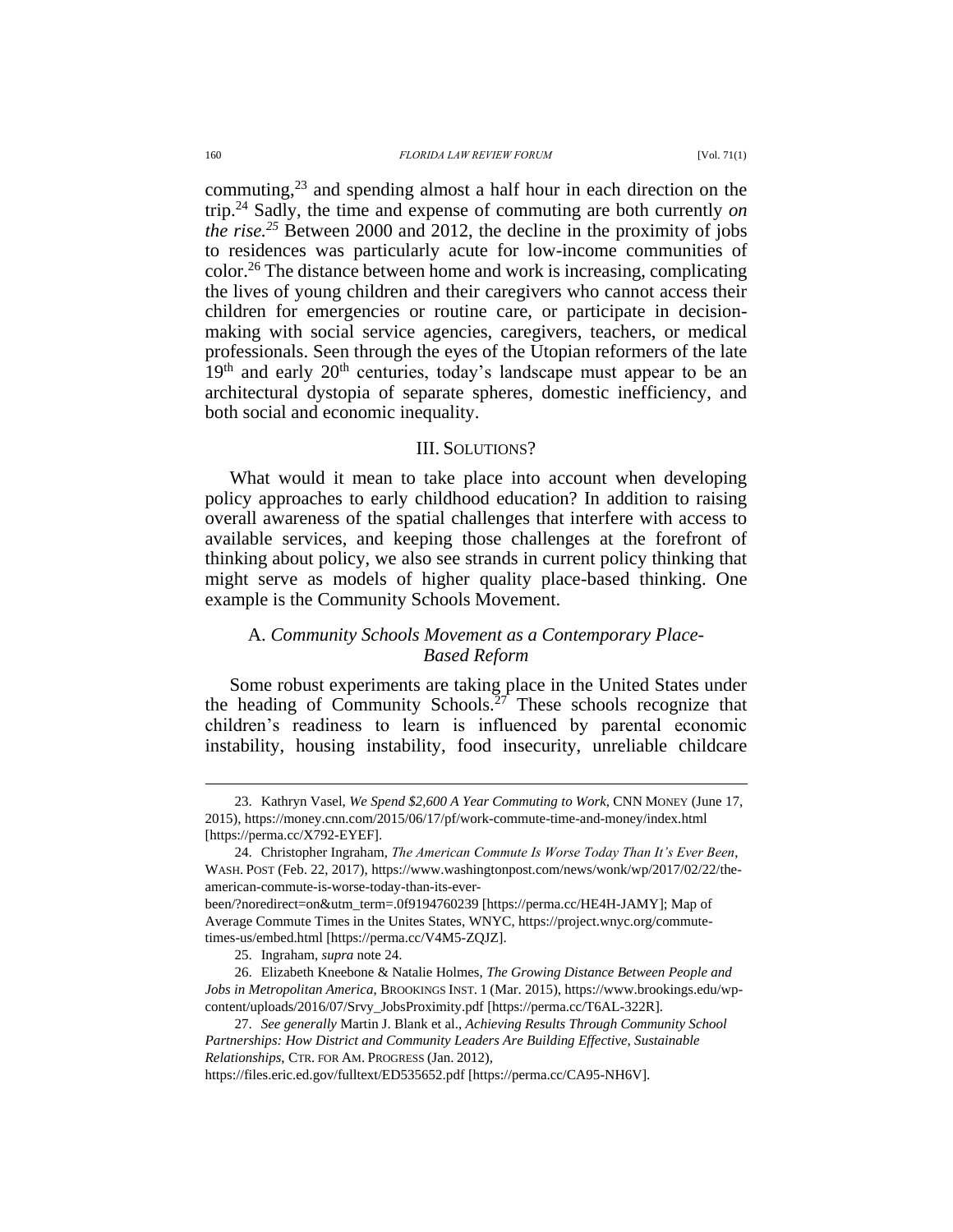commuting,[23] and spending almost a half hour in each direction on the trip.[24] Sadly, the time and expense of commuting are both currently *on the rise.*[25] Between 2000 and 2012, the decline in the proximity of jobs to residences was particularly acute for low-income communities of color.[26] The distance between home and work is increasing, complicating the lives of young children and their caregivers who cannot access their children for emergencies or routine care, or participate in decision-making with social service agencies, caregivers, teachers, or medical professionals. Seen through the eyes of the Utopian reformers of the late 19th and early 20th centuries, today's landscape must appear to be an architectural dystopia of separate spheres, domestic inefficiency, and both social and economic inequality.

## III. SOLUTIONS?

What would it mean to take place into account when developing policy approaches to early childhood education? In addition to raising overall awareness of the spatial challenges that interfere with access to available services, and keeping those challenges at the forefront of thinking about policy, we also see strands in current policy thinking that might serve as models of higher quality place-based thinking. One example is the Community Schools Movement.

### A. *Community Schools Movement as a Contemporary Place-Based Reform*

Some robust experiments are taking place in the United States under the heading of Community Schools.[27] These schools recognize that children's readiness to learn is influenced by parental economic instability, housing instability, food insecurity, unreliable childcare

---

23. Kathryn Vasel, *We Spend $2,600 A Year Commuting to Work*, CNN MONEY (June 17, 2015), https://money.cnn.com/2015/06/17/pf/work-commute-time-and-money/index.html [https://perma.cc/X792-EYEF].

24. Christopher Ingraham, *The American Commute Is Worse Today Than It's Ever Been*, WASH. POST (Feb. 22, 2017), https://www.washingtonpost.com/news/wonk/wp/2017/02/22/the-american-commute-is-worse-today-than-its-ever-been/?noredirect=on&utm_term=.0f9194760239 [https://perma.cc/HE4H-JAMY]; Map of Average Commute Times in the Unites States, WNYC, https://project.wnyc.org/commute-times-us/embed.html [https://perma.cc/V4M5-ZQJZ].

25. Ingraham, *supra* note 24.

26. Elizabeth Kneebone & Natalie Holmes, *The Growing Distance Between People and Jobs in Metropolitan America*, BROOKINGS INST. 1 (Mar. 2015), https://www.brookings.edu/wp-content/uploads/2016/07/Srvy_JobsProximity.pdf [https://perma.cc/T6AL-322R].

27. *See generally* Martin J. Blank et al., *Achieving Results Through Community School Partnerships: How District and Community Leaders Are Building Effective, Sustainable Relationships*, CTR. FOR AM. PROGRESS (Jan. 2012), https://files.eric.ed.gov/fulltext/ED535652.pdf [https://perma.cc/CA95-NH6V].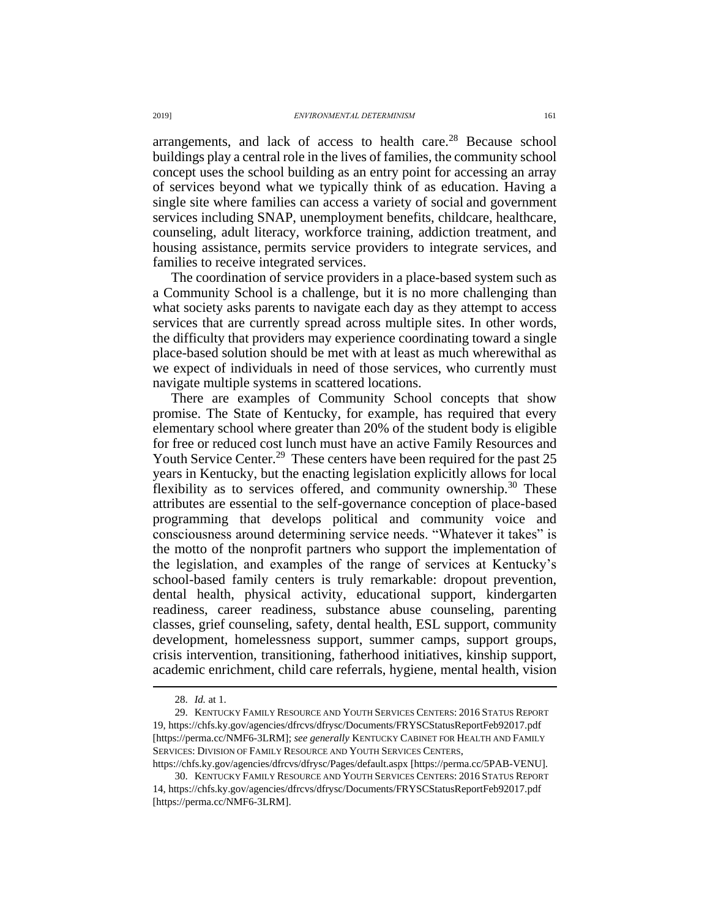arrangements, and lack of access to health care.[28] Because school buildings play a central role in the lives of families, the community school concept uses the school building as an entry point for accessing an array of services beyond what we typically think of as education. Having a single site where families can access a variety of social and government services including SNAP, unemployment benefits, childcare, healthcare, counseling, adult literacy, workforce training, addiction treatment, and housing assistance, permits service providers to integrate services, and families to receive integrated services.

The coordination of service providers in a place-based system such as a Community School is a challenge, but it is no more challenging than what society asks parents to navigate each day as they attempt to access services that are currently spread across multiple sites. In other words, the difficulty that providers may experience coordinating toward a single place-based solution should be met with at least as much wherewithal as we expect of individuals in need of those services, who currently must navigate multiple systems in scattered locations.

There are examples of Community School concepts that show promise. The State of Kentucky, for example, has required that every elementary school where greater than 20% of the student body is eligible for free or reduced cost lunch must have an active Family Resources and Youth Service Center.[29] These centers have been required for the past 25 years in Kentucky, but the enacting legislation explicitly allows for local flexibility as to services offered, and community ownership.[30] These attributes are essential to the self-governance conception of place-based programming that develops political and community voice and consciousness around determining service needs. "Whatever it takes" is the motto of the nonprofit partners who support the implementation of the legislation, and examples of the range of services at Kentucky's school-based family centers is truly remarkable: dropout prevention, dental health, physical activity, educational support, kindergarten readiness, career readiness, substance abuse counseling, parenting classes, grief counseling, safety, dental health, ESL support, community development, homelessness support, summer camps, support groups, crisis intervention, transitioning, fatherhood initiatives, kinship support, academic enrichment, child care referrals, hygiene, mental health, vision

---

28. *Id.* at 1.

29. KENTUCKY FAMILY RESOURCE AND YOUTH SERVICES CENTERS: 2016 STATUS REPORT 19, https://chfs.ky.gov/agencies/dfrcvs/dfrysc/Documents/FRYSCStatusReportFeb92017.pdf [https://perma.cc/NMF6-3LRM]; *see generally* KENTUCKY CABINET FOR HEALTH AND FAMILY SERVICES: DIVISION OF FAMILY RESOURCE AND YOUTH SERVICES CENTERS, https://chfs.ky.gov/agencies/dfrcvs/dfrysc/Pages/default.aspx [https://perma.cc/5PAB-VENU].

30. KENTUCKY FAMILY RESOURCE AND YOUTH SERVICES CENTERS: 2016 STATUS REPORT 14, https://chfs.ky.gov/agencies/dfrcvs/dfrysc/Documents/FRYSCStatusReportFeb92017.pdf [https://perma.cc/NMF6-3LRM].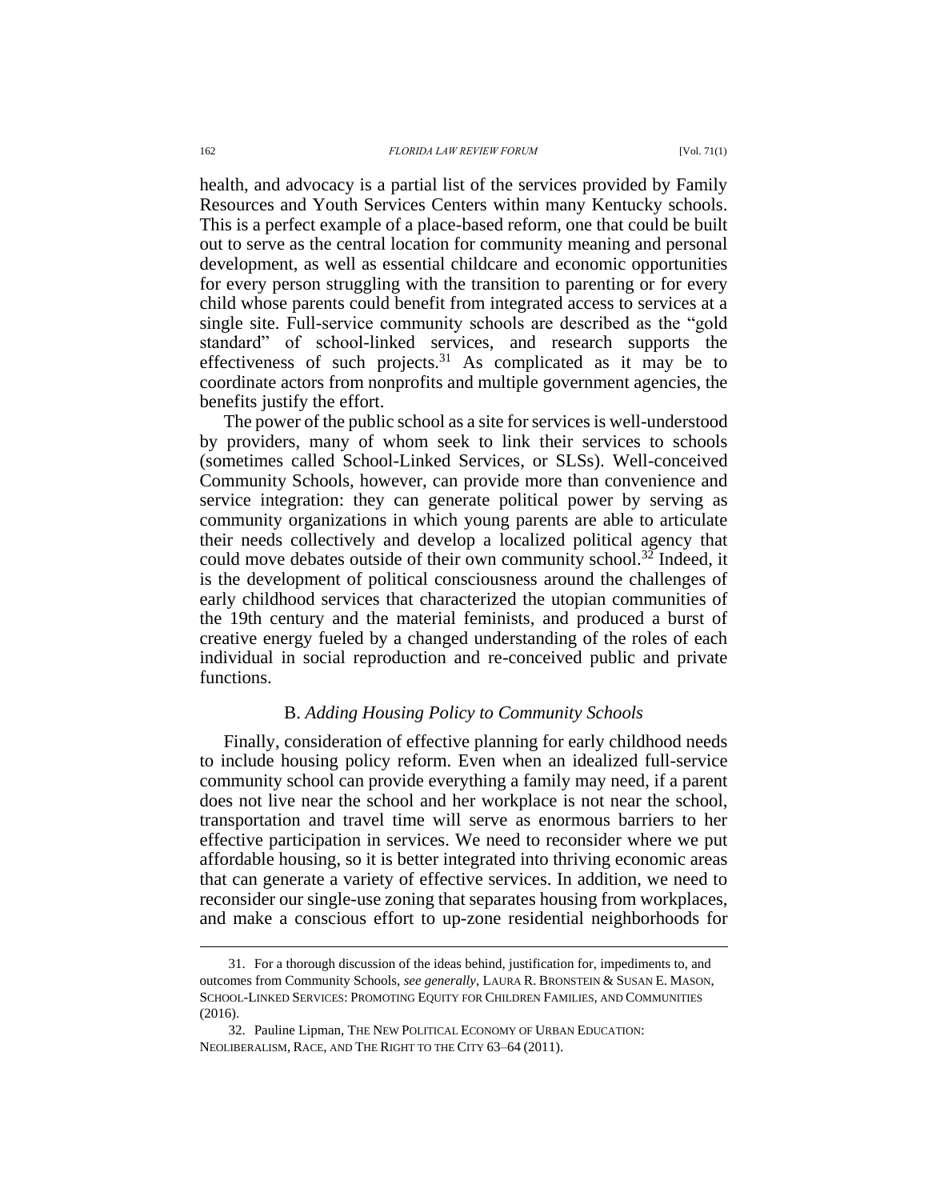health, and advocacy is a partial list of the services provided by Family Resources and Youth Services Centers within many Kentucky schools. This is a perfect example of a place-based reform, one that could be built out to serve as the central location for community meaning and personal development, as well as essential childcare and economic opportunities for every person struggling with the transition to parenting or for every child whose parents could benefit from integrated access to services at a single site. Full-service community schools are described as the "gold standard" of school-linked services, and research supports the effectiveness of such projects.[31] As complicated as it may be to coordinate actors from nonprofits and multiple government agencies, the benefits justify the effort.

The power of the public school as a site for services is well-understood by providers, many of whom seek to link their services to schools (sometimes called School-Linked Services, or SLSs). Well-conceived Community Schools, however, can provide more than convenience and service integration: they can generate political power by serving as community organizations in which young parents are able to articulate their needs collectively and develop a localized political agency that could move debates outside of their own community school.[32] Indeed, it is the development of political consciousness around the challenges of early childhood services that characterized the utopian communities of the 19th century and the material feminists, and produced a burst of creative energy fueled by a changed understanding of the roles of each individual in social reproduction and re-conceived public and private functions.

### B. *Adding Housing Policy to Community Schools*

Finally, consideration of effective planning for early childhood needs to include housing policy reform. Even when an idealized full-service community school can provide everything a family may need, if a parent does not live near the school and her workplace is not near the school, transportation and travel time will serve as enormous barriers to her effective participation in services. We need to reconsider where we put affordable housing, so it is better integrated into thriving economic areas that can generate a variety of effective services. In addition, we need to reconsider our single-use zoning that separates housing from workplaces, and make a conscious effort to up-zone residential neighborhoods for

---

31. For a thorough discussion of the ideas behind, justification for, impediments to, and outcomes from Community Schools, *see generally*, LAURA R. BRONSTEIN & SUSAN E. MASON, SCHOOL-LINKED SERVICES: PROMOTING EQUITY FOR CHILDREN FAMILIES, AND COMMUNITIES (2016).

32. Pauline Lipman, THE NEW POLITICAL ECONOMY OF URBAN EDUCATION: NEOLIBERALISM, RACE, AND THE RIGHT TO THE CITY 63–64 (2011).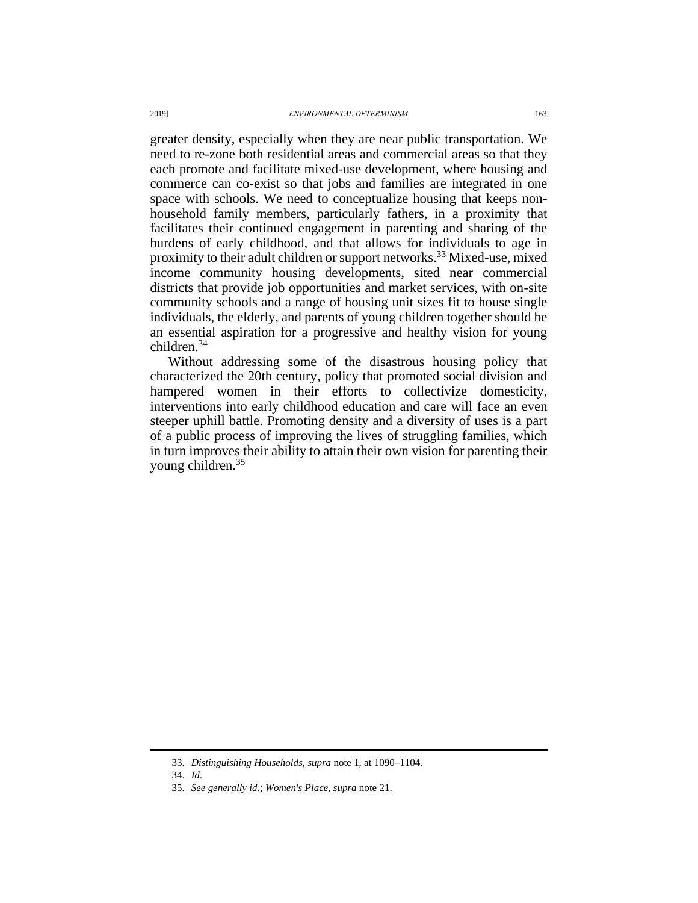greater density, especially when they are near public transportation. We need to re-zone both residential areas and commercial areas so that they each promote and facilitate mixed-use development, where housing and commerce can co-exist so that jobs and families are integrated in one space with schools. We need to conceptualize housing that keeps non-household family members, particularly fathers, in a proximity that facilitates their continued engagement in parenting and sharing of the burdens of early childhood, and that allows for individuals to age in proximity to their adult children or support networks.[33] Mixed-use, mixed income community housing developments, sited near commercial districts that provide job opportunities and market services, with on-site community schools and a range of housing unit sizes fit to house single individuals, the elderly, and parents of young children together should be an essential aspiration for a progressive and healthy vision for young children.[34]

Without addressing some of the disastrous housing policy that characterized the 20th century, policy that promoted social division and hampered women in their efforts to collectivize domesticity, interventions into early childhood education and care will face an even steeper uphill battle. Promoting density and a diversity of uses is a part of a public process of improving the lives of struggling families, which in turn improves their ability to attain their own vision for parenting their young children.[35]

---

33. *Distinguishing Households*, *supra* note 1, at 1090–1104.

34. *Id*.

35. *See generally id.*; *Women's Place*, *supra* note 21.